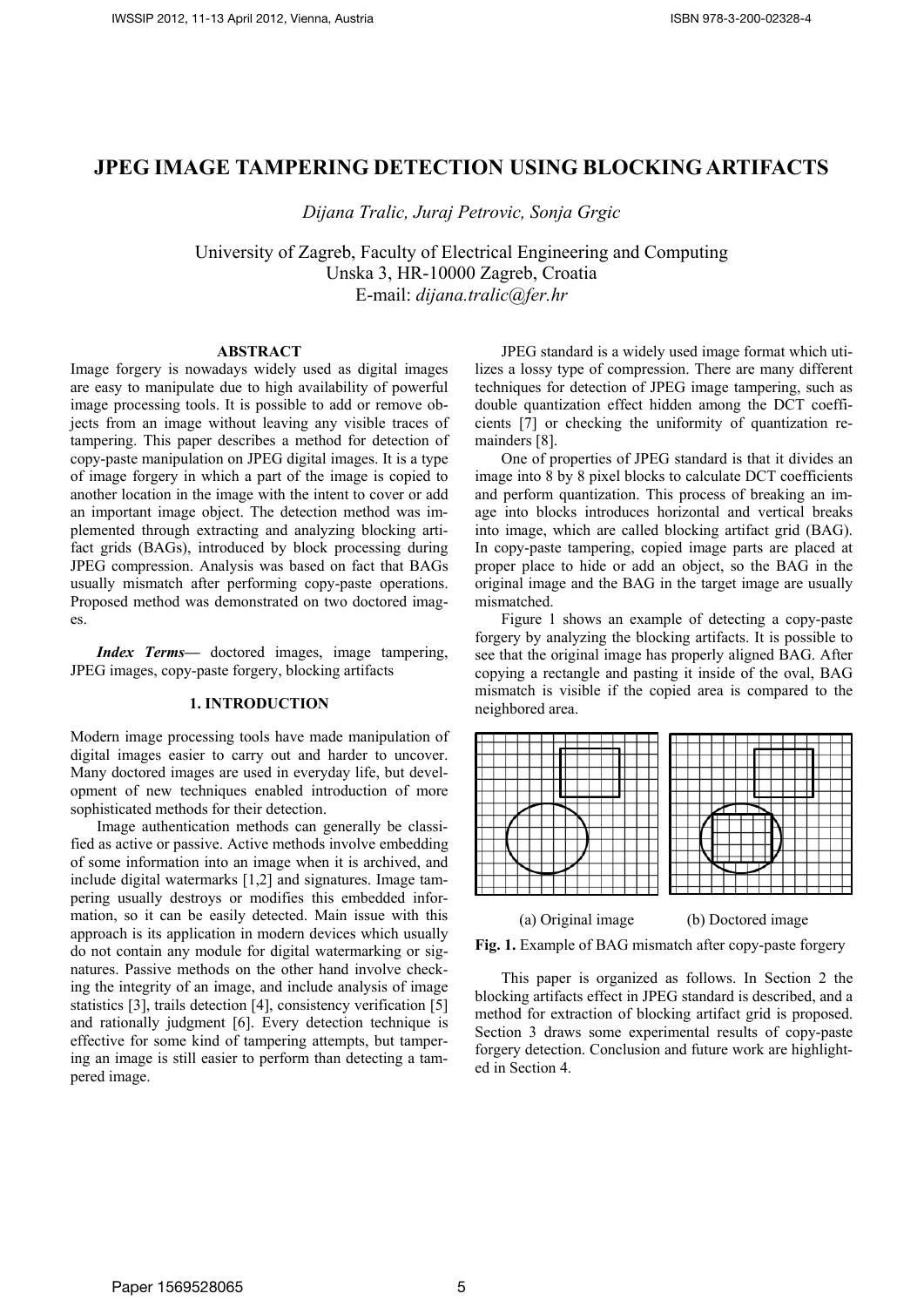# JPEG IMAGE TAMPERING DETECTION USING BLOCKING ARTIFACTS

*Dijana Tralic, Juraj Petrovic, Sonja Grgic*

University of Zagreb, Faculty of Electrical Engineering and Computing
Unska 3, HR-10000 Zagreb, Croatia
E-mail: *dijana.tralic@fer.hr*

## ABSTRACT

Image forgery is nowadays widely used as digital images are easy to manipulate due to high availability of powerful image processing tools. It is possible to add or remove objects from an image without leaving any visible traces of tampering. This paper describes a method for detection of copy-paste manipulation on JPEG digital images. It is a type of image forgery in which a part of the image is copied to another location in the image with the intent to cover or add an important image object. The detection method was implemented through extracting and analyzing blocking artifact grids (BAGs), introduced by block processing during JPEG compression. Analysis was based on fact that BAGs usually mismatch after performing copy-paste operations. Proposed method was demonstrated on two doctored images.

***Index Terms*—** doctored images, image tampering, JPEG images, copy-paste forgery, blocking artifacts

## 1. INTRODUCTION

Modern image processing tools have made manipulation of digital images easier to carry out and harder to uncover. Many doctored images are used in everyday life, but development of new techniques enabled introduction of more sophisticated methods for their detection.

Image authentication methods can generally be classified as active or passive. Active methods involve embedding of some information into an image when it is archived, and include digital watermarks [1,2] and signatures. Image tampering usually destroys or modifies this embedded information, so it can be easily detected. Main issue with this approach is its application in modern devices which usually do not contain any module for digital watermarking or signatures. Passive methods on the other hand involve checking the integrity of an image, and include analysis of image statistics [3], trails detection [4], consistency verification [5] and rationally judgment [6]. Every detection technique is effective for some kind of tampering attempts, but tampering an image is still easier to perform than detecting a tampered image.

JPEG standard is a widely used image format which utilizes a lossy type of compression. There are many different techniques for detection of JPEG image tampering, such as double quantization effect hidden among the DCT coefficients [7] or checking the uniformity of quantization remainders [8].

One of properties of JPEG standard is that it divides an image into 8 by 8 pixel blocks to calculate DCT coefficients and perform quantization. This process of breaking an image into blocks introduces horizontal and vertical breaks into image, which are called blocking artifact grid (BAG). In copy-paste tampering, copied image parts are placed at proper place to hide or add an object, so the BAG in the original image and the BAG in the target image are usually mismatched.

Figure 1 shows an example of detecting a copy-paste forgery by analyzing the blocking artifacts. It is possible to see that the original image has properly aligned BAG. After copying a rectangle and pasting it inside of the oval, BAG mismatch is visible if the copied area is compared to the neighbored area.

(a) Original image (b) Doctored image

**Fig. 1.** Example of BAG mismatch after copy-paste forgery

This paper is organized as follows. In Section 2 the blocking artifacts effect in JPEG standard is described, and a method for extraction of blocking artifact grid is proposed. Section 3 draws some experimental results of copy-paste forgery detection. Conclusion and future work are highlighted in Section 4.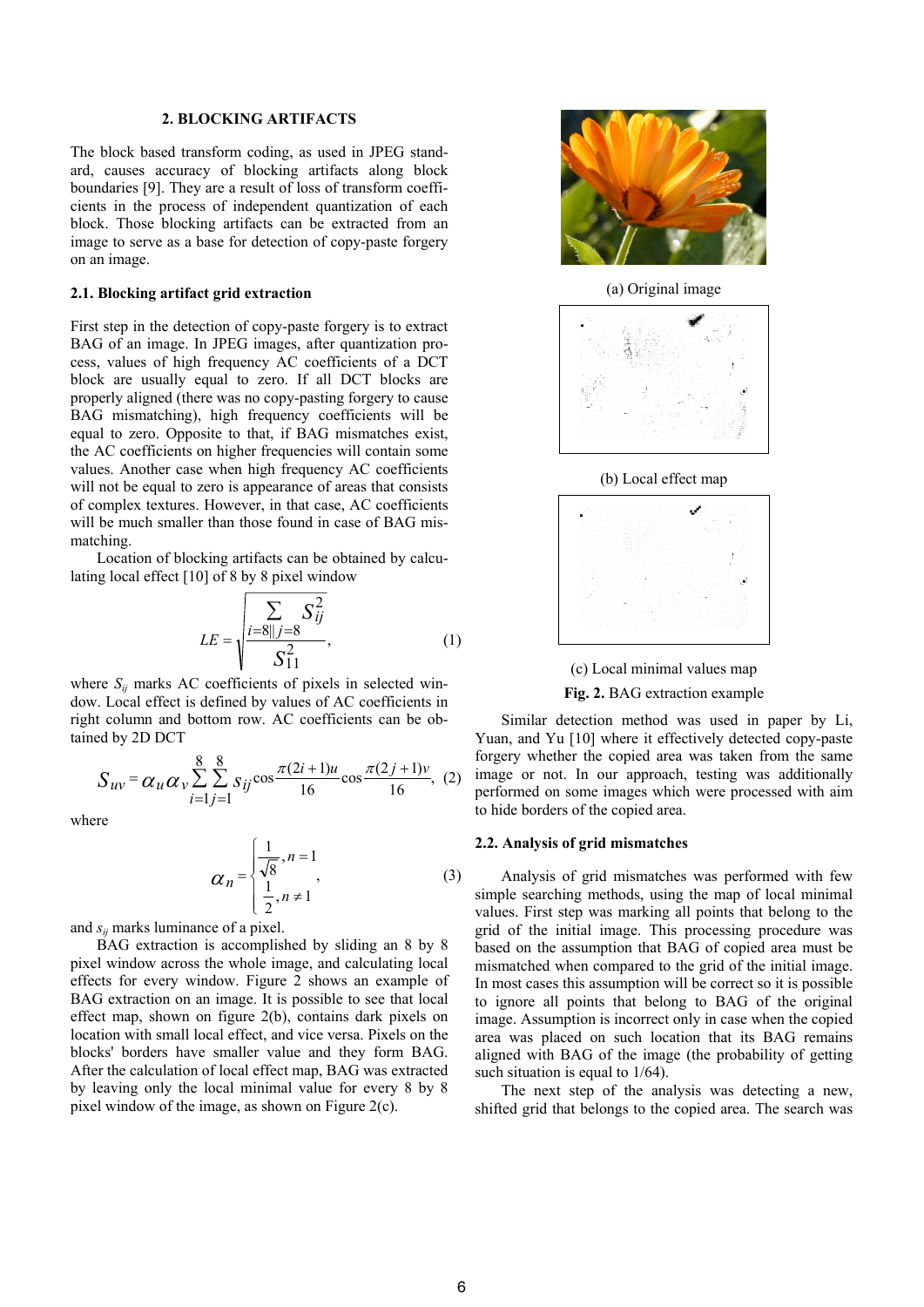## 2. BLOCKING ARTIFACTS

The block based transform coding, as used in JPEG standard, causes accuracy of blocking artifacts along block boundaries [9]. They are a result of loss of transform coefficients in the process of independent quantization of each block. Those blocking artifacts can be extracted from an image to serve as a base for detection of copy-paste forgery on an image.

### 2.1. Blocking artifact grid extraction

First step in the detection of copy-paste forgery is to extract BAG of an image. In JPEG images, after quantization process, values of high frequency AC coefficients of a DCT block are usually equal to zero. If all DCT blocks are properly aligned (there was no copy-pasting forgery to cause BAG mismatching), high frequency coefficients will be equal to zero. Opposite to that, if BAG mismatches exist, the AC coefficients on higher frequencies will contain some values. Another case when high frequency AC coefficients will not be equal to zero is appearance of areas that consists of complex textures. However, in that case, AC coefficients will be much smaller than those found in case of BAG mismatching.

Location of blocking artifacts can be obtained by calculating local effect [10] of 8 by 8 pixel window

$$LE = \sqrt{\frac{\sum_{i=8 \| j=8} S_{ij}^2}{S_{11}^2}}, \tag{1}$$

where $S_{ij}$ marks AC coefficients of pixels in selected window. Local effect is defined by values of AC coefficients in right column and bottom row. AC coefficients can be obtained by 2D DCT

$$S_{uv} = \alpha_u \alpha_v \sum_{i=1}^{8} \sum_{j=1}^{8} s_{ij} \cos\frac{\pi(2i+1)u}{16} \cos\frac{\pi(2j+1)v}{16}, \tag{2}$$

where

$$\alpha_n = \begin{cases} \frac{1}{\sqrt{8}}, n = 1 \\ \frac{1}{2}, n \neq 1 \end{cases}, \tag{3}$$

and $s_{ij}$ marks luminance of a pixel.

BAG extraction is accomplished by sliding an 8 by 8 pixel window across the whole image, and calculating local effects for every window. Figure 2 shows an example of BAG extraction on an image. It is possible to see that local effect map, shown on figure 2(b), contains dark pixels on location with small local effect, and vice versa. Pixels on the blocks' borders have smaller value and they form BAG. After the calculation of local effect map, BAG was extracted by leaving only the local minimal value for every 8 by 8 pixel window of the image, as shown on Figure 2(c).

(a) Original image

(b) Local effect map

(c) Local minimal values map

**Fig. 2.** BAG extraction example

Similar detection method was used in paper by Li, Yuan, and Yu [10] where it effectively detected copy-paste forgery whether the copied area was taken from the same image or not. In our approach, testing was additionally performed on some images which were processed with aim to hide borders of the copied area.

### 2.2. Analysis of grid mismatches

Analysis of grid mismatches was performed with few simple searching methods, using the map of local minimal values. First step was marking all points that belong to the grid of the initial image. This processing procedure was based on the assumption that BAG of copied area must be mismatched when compared to the grid of the initial image. In most cases this assumption will be correct so it is possible to ignore all points that belong to BAG of the original image. Assumption is incorrect only in case when the copied area was placed on such location that its BAG remains aligned with BAG of the image (the probability of getting such situation is equal to 1/64).

The next step of the analysis was detecting a new, shifted grid that belongs to the copied area. The search was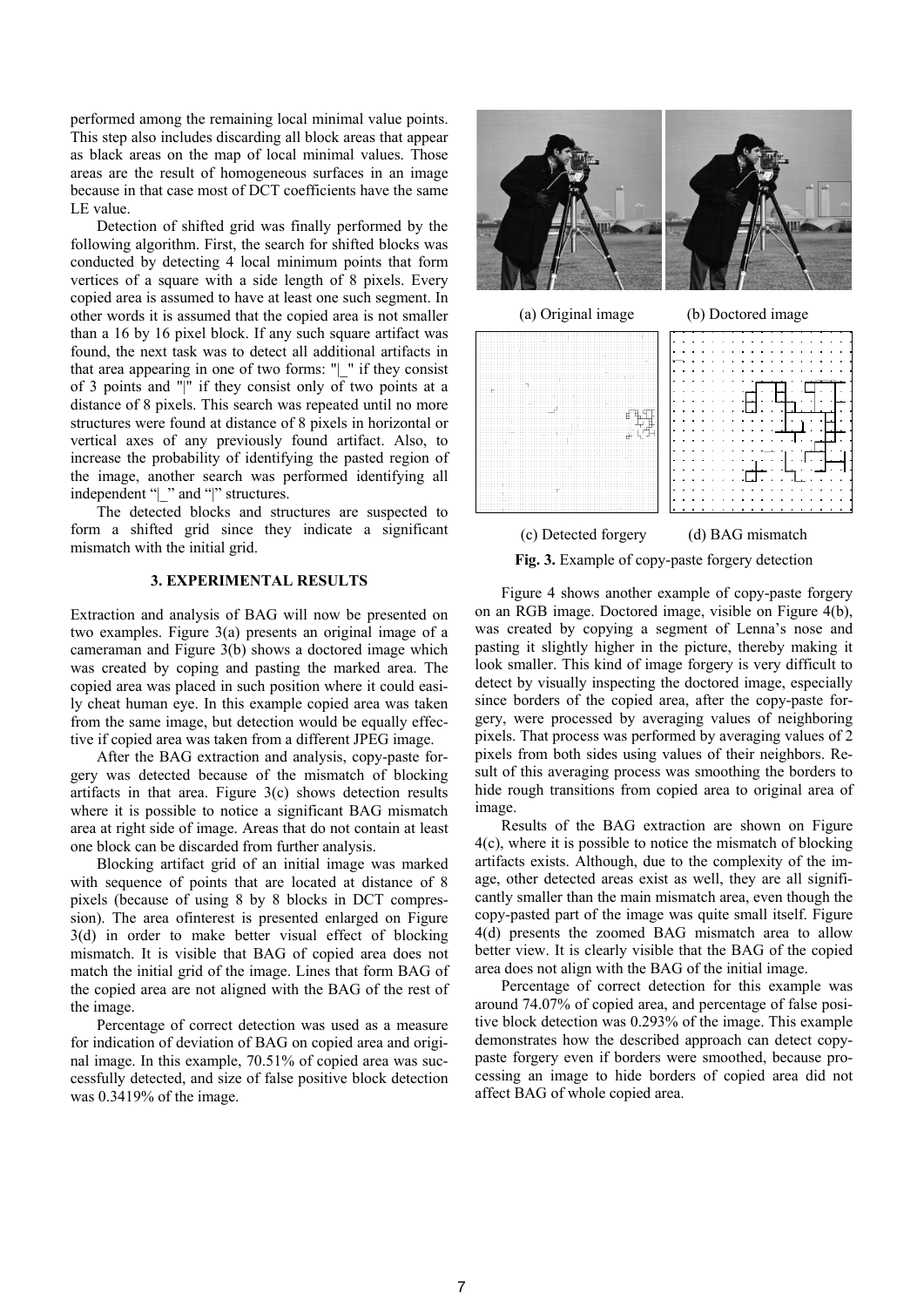performed among the remaining local minimal value points. This step also includes discarding all block areas that appear as black areas on the map of local minimal values. Those areas are the result of homogeneous surfaces in an image because in that case most of DCT coefficients have the same LE value.

Detection of shifted grid was finally performed by the following algorithm. First, the search for shifted blocks was conducted by detecting 4 local minimum points that form vertices of a square with a side length of 8 pixels. Every copied area is assumed to have at least one such segment. In other words it is assumed that the copied area is not smaller than a 16 by 16 pixel block. If any such square artifact was found, the next task was to detect all additional artifacts in that area appearing in one of two forms: "|_" if they consist of 3 points and "|" if they consist only of two points at a distance of 8 pixels. This search was repeated until no more structures were found at distance of 8 pixels in horizontal or vertical axes of any previously found artifact. Also, to increase the probability of identifying the pasted region of the image, another search was performed identifying all independent "|_" and "|" structures.

The detected blocks and structures are suspected to form a shifted grid since they indicate a significant mismatch with the initial grid.

## 3. EXPERIMENTAL RESULTS

Extraction and analysis of BAG will now be presented on two examples. Figure 3(a) presents an original image of a cameraman and Figure 3(b) shows a doctored image which was created by coping and pasting the marked area. The copied area was placed in such position where it could easily cheat human eye. In this example copied area was taken from the same image, but detection would be equally effective if copied area was taken from a different JPEG image.

After the BAG extraction and analysis, copy-paste forgery was detected because of the mismatch of blocking artifacts in that area. Figure 3(c) shows detection results where it is possible to notice a significant BAG mismatch area at right side of image. Areas that do not contain at least one block can be discarded from further analysis.

Blocking artifact grid of an initial image was marked with sequence of points that are located at distance of 8 pixels (because of using 8 by 8 blocks in DCT compression). The area ofinterest is presented enlarged on Figure 3(d) in order to make better visual effect of blocking mismatch. It is visible that BAG of copied area does not match the initial grid of the image. Lines that form BAG of the copied area are not aligned with the BAG of the rest of the image.

Percentage of correct detection was used as a measure for indication of deviation of BAG on copied area and original image. In this example, 70.51% of copied area was successfully detected, and size of false positive block detection was 0.3419% of the image.

(a) Original image (b) Doctored image

(c) Detected forgery (d) BAG mismatch

**Fig. 3.** Example of copy-paste forgery detection

Figure 4 shows another example of copy-paste forgery on an RGB image. Doctored image, visible on Figure 4(b), was created by copying a segment of Lenna's nose and pasting it slightly higher in the picture, thereby making it look smaller. This kind of image forgery is very difficult to detect by visually inspecting the doctored image, especially since borders of the copied area, after the copy-paste forgery, were processed by averaging values of neighboring pixels. That process was performed by averaging values of 2 pixels from both sides using values of their neighbors. Result of this averaging process was smoothing the borders to hide rough transitions from copied area to original area of image.

Results of the BAG extraction are shown on Figure 4(c), where it is possible to notice the mismatch of blocking artifacts exists. Although, due to the complexity of the image, other detected areas exist as well, they are all significantly smaller than the main mismatch area, even though the copy-pasted part of the image was quite small itself. Figure 4(d) presents the zoomed BAG mismatch area to allow better view. It is clearly visible that the BAG of the copied area does not align with the BAG of the initial image.

Percentage of correct detection for this example was around 74.07% of copied area, and percentage of false positive block detection was 0.293% of the image. This example demonstrates how the described approach can detect copy-paste forgery even if borders were smoothed, because processing an image to hide borders of copied area did not affect BAG of whole copied area.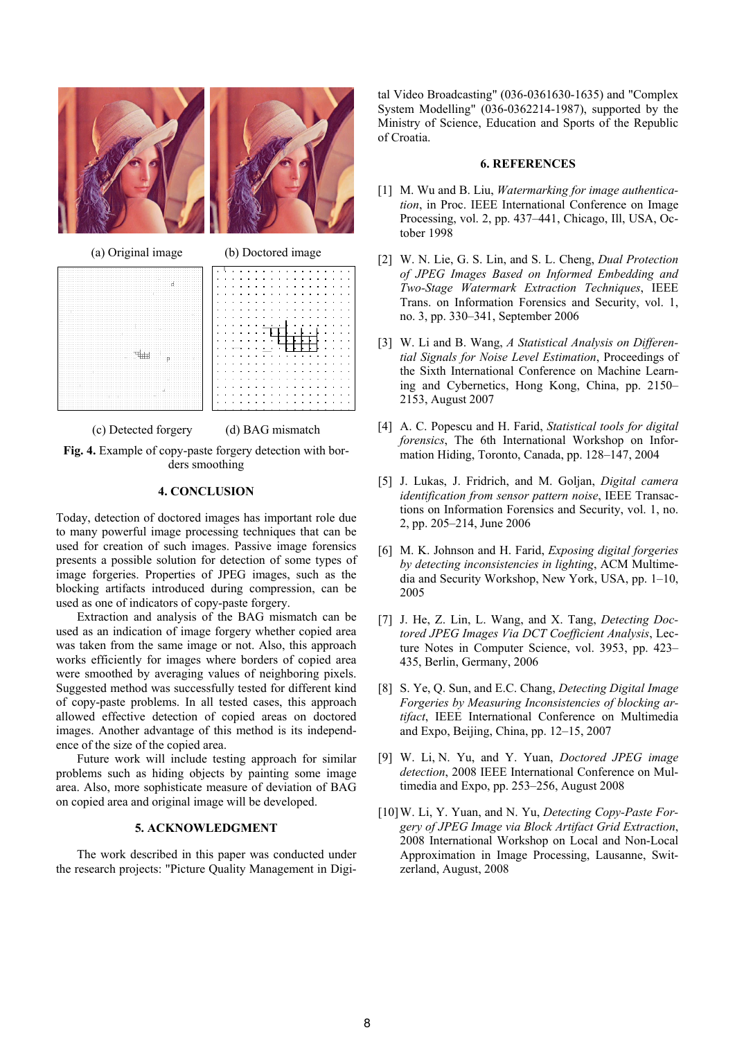(a) Original image (b) Doctored image

(c) Detected forgery (d) BAG mismatch

**Fig. 4.** Example of copy-paste forgery detection with borders smoothing

## 4. CONCLUSION

Today, detection of doctored images has important role due to many powerful image processing techniques that can be used for creation of such images. Passive image forensics presents a possible solution for detection of some types of image forgeries. Properties of JPEG images, such as the blocking artifacts introduced during compression, can be used as one of indicators of copy-paste forgery.

Extraction and analysis of the BAG mismatch can be used as an indication of image forgery whether copied area was taken from the same image or not. Also, this approach works efficiently for images where borders of copied area were smoothed by averaging values of neighboring pixels. Suggested method was successfully tested for different kind of copy-paste problems. In all tested cases, this approach allowed effective detection of copied areas on doctored images. Another advantage of this method is its independence of the size of the copied area.

Future work will include testing approach for similar problems such as hiding objects by painting some image area. Also, more sophisticate measure of deviation of BAG on copied area and original image will be developed.

## 5. ACKNOWLEDGMENT

The work described in this paper was conducted under the research projects: "Picture Quality Management in Digital Video Broadcasting" (036-0361630-1635) and "Complex System Modelling" (036-0362214-1987), supported by the Ministry of Science, Education and Sports of the Republic of Croatia.

## 6. REFERENCES

[1] M. Wu and B. Liu, *Watermarking for image authentication*, in Proc. IEEE International Conference on Image Processing, vol. 2, pp. 437–441, Chicago, Ill, USA, October 1998

[2] W. N. Lie, G. S. Lin, and S. L. Cheng, *Dual Protection of JPEG Images Based on Informed Embedding and Two-Stage Watermark Extraction Techniques*, IEEE Trans. on Information Forensics and Security, vol. 1, no. 3, pp. 330–341, September 2006

[3] W. Li and B. Wang, *A Statistical Analysis on Differential Signals for Noise Level Estimation*, Proceedings of the Sixth International Conference on Machine Learning and Cybernetics, Hong Kong, China, pp. 2150–2153, August 2007

[4] A. C. Popescu and H. Farid, *Statistical tools for digital forensics*, The 6th International Workshop on Information Hiding, Toronto, Canada, pp. 128–147, 2004

[5] J. Lukas, J. Fridrich, and M. Goljan, *Digital camera identification from sensor pattern noise*, IEEE Transactions on Information Forensics and Security, vol. 1, no. 2, pp. 205–214, June 2006

[6] M. K. Johnson and H. Farid, *Exposing digital forgeries by detecting inconsistencies in lighting*, ACM Multimedia and Security Workshop, New York, USA, pp. 1–10, 2005

[7] J. He, Z. Lin, L. Wang, and X. Tang, *Detecting Doctored JPEG Images Via DCT Coefficient Analysis*, Lecture Notes in Computer Science, vol. 3953, pp. 423–435, Berlin, Germany, 2006

[8] S. Ye, Q. Sun, and E.C. Chang, *Detecting Digital Image Forgeries by Measuring Inconsistencies of blocking artifact*, IEEE International Conference on Multimedia and Expo, Beijing, China, pp. 12–15, 2007

[9] W. Li, N. Yu, and Y. Yuan, *Doctored JPEG image detection*, 2008 IEEE International Conference on Multimedia and Expo, pp. 253–256, August 2008

[10] W. Li, Y. Yuan, and N. Yu, *Detecting Copy-Paste Forgery of JPEG Image via Block Artifact Grid Extraction*, 2008 International Workshop on Local and Non-Local Approximation in Image Processing, Lausanne, Switzerland, August, 2008